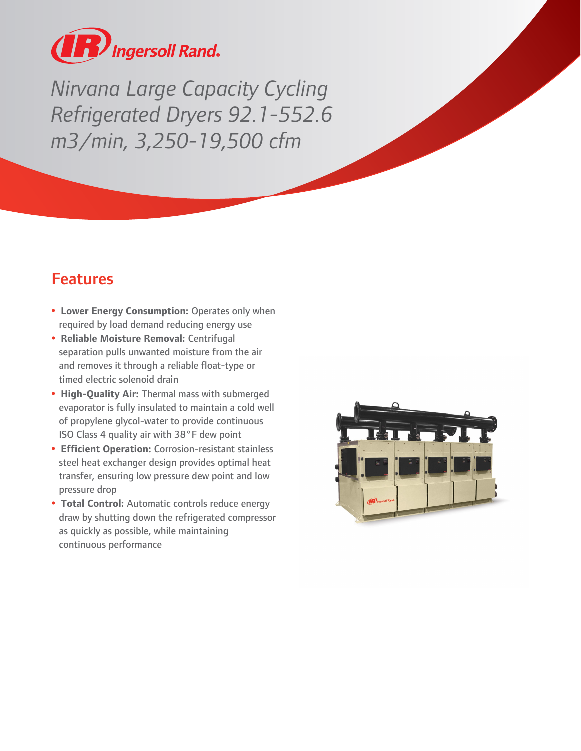# Nirvana Large Capacity Cycling Refrigerated Dryers 92.1-552.6 m3/min, 3,250-19,500 cfm

## Features

- **Lower Energy Consumption:** Operates only when required by load demand reducing energy use
- **Reliable Moisture Removal:** Centrifugal separation pulls unwanted moisture from the air and removes it through a reliable float-type or timed electric solenoid drain
- **High-Quality Air:** Thermal mass with submerged evaporator is fully insulated to maintain a cold well of propylene glycol-water to provide continuous ISO Class 4 quality air with 38°F dew point
- **Efficient Operation:** Corrosion-resistant stainless steel heat exchanger design provides optimal heat transfer, ensuring low pressure dew point and low pressure drop
- **Total Control:** Automatic controls reduce energy draw by shutting down the refrigerated compressor as quickly as possible, while maintaining continuous performance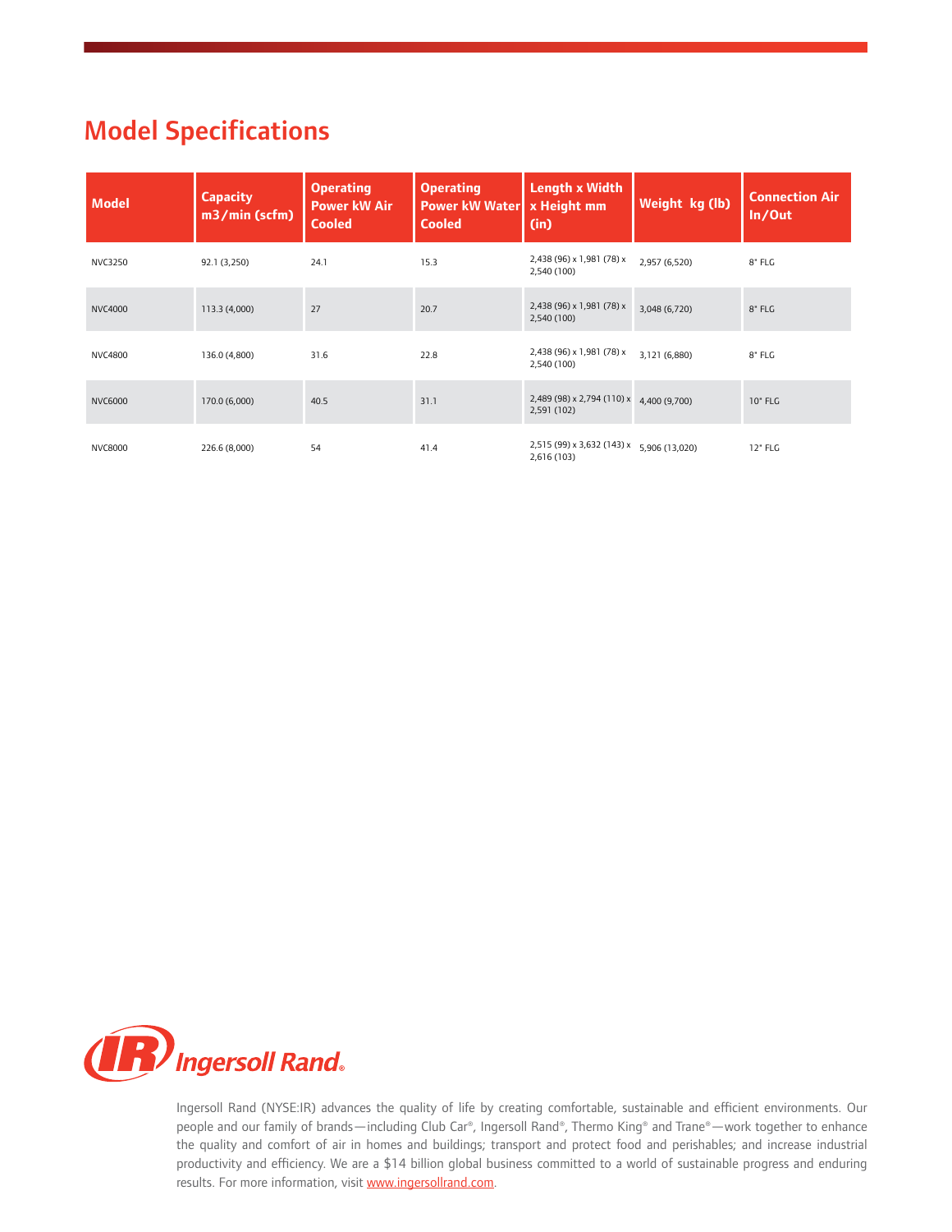## Model Specifications

| Model | Capacity m3/min (scfm) | Operating Power kW Air Cooled | Operating Power kW Water Cooled | Length x Width x Height mm (in) | Weight kg (lb) | Connection Air In/Out |
|---|---|---|---|---|---|---|
| NVC3250 | 92.1 (3,250) | 24.1 | 15.3 | 2,438 (96) x 1,981 (78) x 2,540 (100) | 2,957 (6,520) | 8" FLG |
| NVC4000 | 113.3 (4,000) | 27 | 20.7 | 2,438 (96) x 1,981 (78) x 2,540 (100) | 3,048 (6,720) | 8" FLG |
| NVC4800 | 136.0 (4,800) | 31.6 | 22.8 | 2,438 (96) x 1,981 (78) x 2,540 (100) | 3,121 (6,880) | 8" FLG |
| NVC6000 | 170.0 (6,000) | 40.5 | 31.1 | 2,489 (98) x 2,794 (110) x 2,591 (102) | 4,400 (9,700) | 10" FLG |
| NVC8000 | 226.6 (8,000) | 54 | 41.4 | 2,515 (99) x 3,632 (143) x 2,616 (103) | 5,906 (13,020) | 12" FLG |

Ingersoll Rand

Ingersoll Rand (NYSE:IR) advances the quality of life by creating comfortable, sustainable and efficient environments. Our people and our family of brands—including Club Car®, Ingersoll Rand®, Thermo King® and Trane®—work together to enhance the quality and comfort of air in homes and buildings; transport and protect food and perishables; and increase industrial productivity and efficiency. We are a $14 billion global business committed to a world of sustainable progress and enduring results. For more information, visit www.ingersollrand.com.